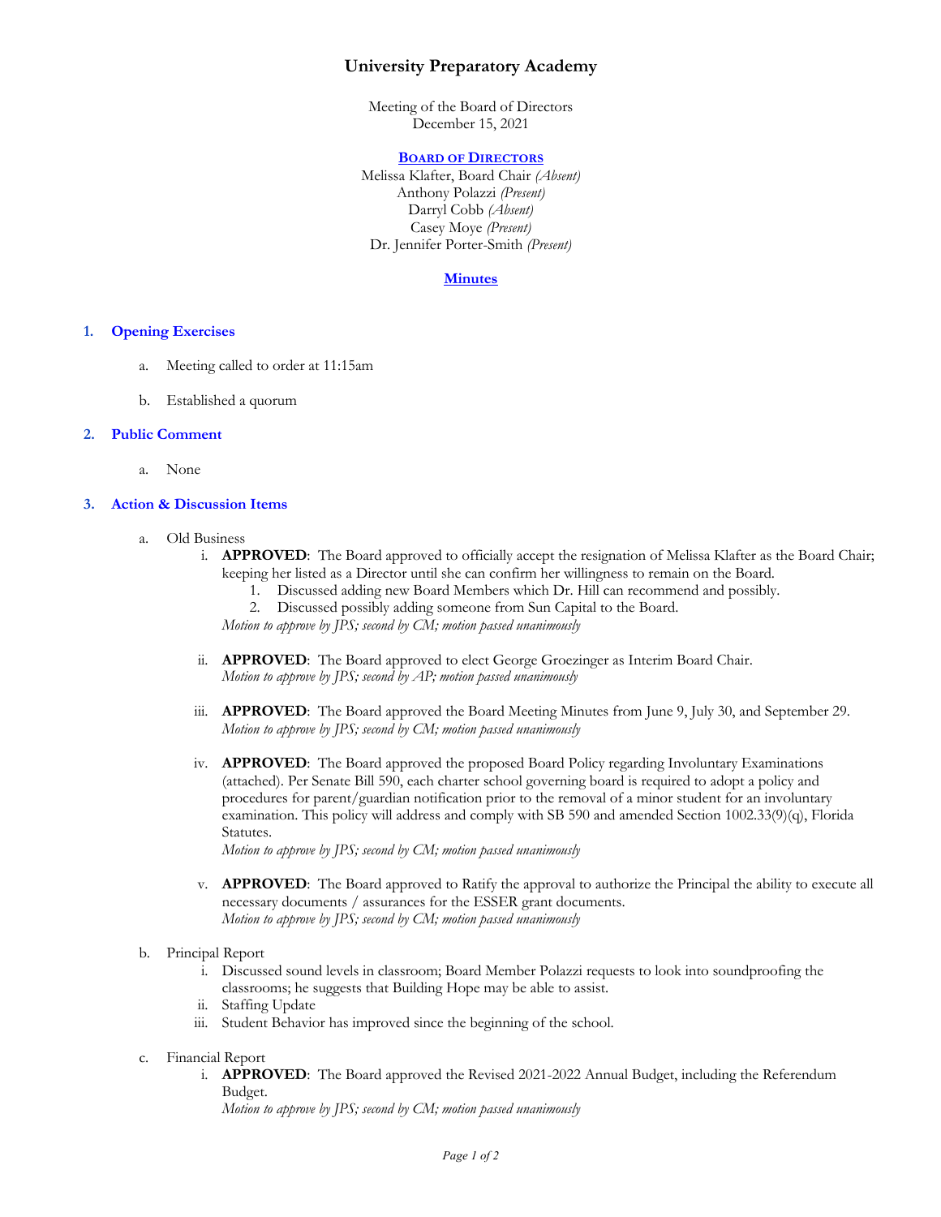# University Preparatory Academy

Meeting of the Board of Directors
December 15, 2021

**BOARD OF DIRECTORS**

Melissa Klafter, Board Chair *(Absent)*
Anthony Polazzi *(Present)*
Darryl Cobb *(Absent)*
Casey Moye *(Present)*
Dr. Jennifer Porter-Smith *(Present)*

**Minutes**

## 1. Opening Exercises

a. Meeting called to order at 11:15am

b. Established a quorum

## 2. Public Comment

a. None

## 3. Action & Discussion Items

a. Old Business

i. **APPROVED**: The Board approved to officially accept the resignation of Melissa Klafter as the Board Chair; keeping her listed as a Director until she can confirm her willingness to remain on the Board.
1. Discussed adding new Board Members which Dr. Hill can recommend and possibly.
2. Discussed possibly adding someone from Sun Capital to the Board.

*Motion to approve by JPS; second by CM; motion passed unanimously*

ii. **APPROVED**: The Board approved to elect George Groezinger as Interim Board Chair.
*Motion to approve by JPS; second by AP; motion passed unanimously*

iii. **APPROVED**: The Board approved the Board Meeting Minutes from June 9, July 30, and September 29.
*Motion to approve by JPS; second by CM; motion passed unanimously*

iv. **APPROVED**: The Board approved the proposed Board Policy regarding Involuntary Examinations (attached). Per Senate Bill 590, each charter school governing board is required to adopt a policy and procedures for parent/guardian notification prior to the removal of a minor student for an involuntary examination. This policy will address and comply with SB 590 and amended Section 1002.33(9)(q), Florida Statutes.
*Motion to approve by JPS; second by CM; motion passed unanimously*

v. **APPROVED**: The Board approved to Ratify the approval to authorize the Principal the ability to execute all necessary documents / assurances for the ESSER grant documents.
*Motion to approve by JPS; second by CM; motion passed unanimously*

b. Principal Report

i. Discussed sound levels in classroom; Board Member Polazzi requests to look into soundproofing the classrooms; he suggests that Building Hope may be able to assist.
ii. Staffing Update
iii. Student Behavior has improved since the beginning of the school.

c. Financial Report

i. **APPROVED**: The Board approved the Revised 2021-2022 Annual Budget, including the Referendum Budget.
*Motion to approve by JPS; second by CM; motion passed unanimously*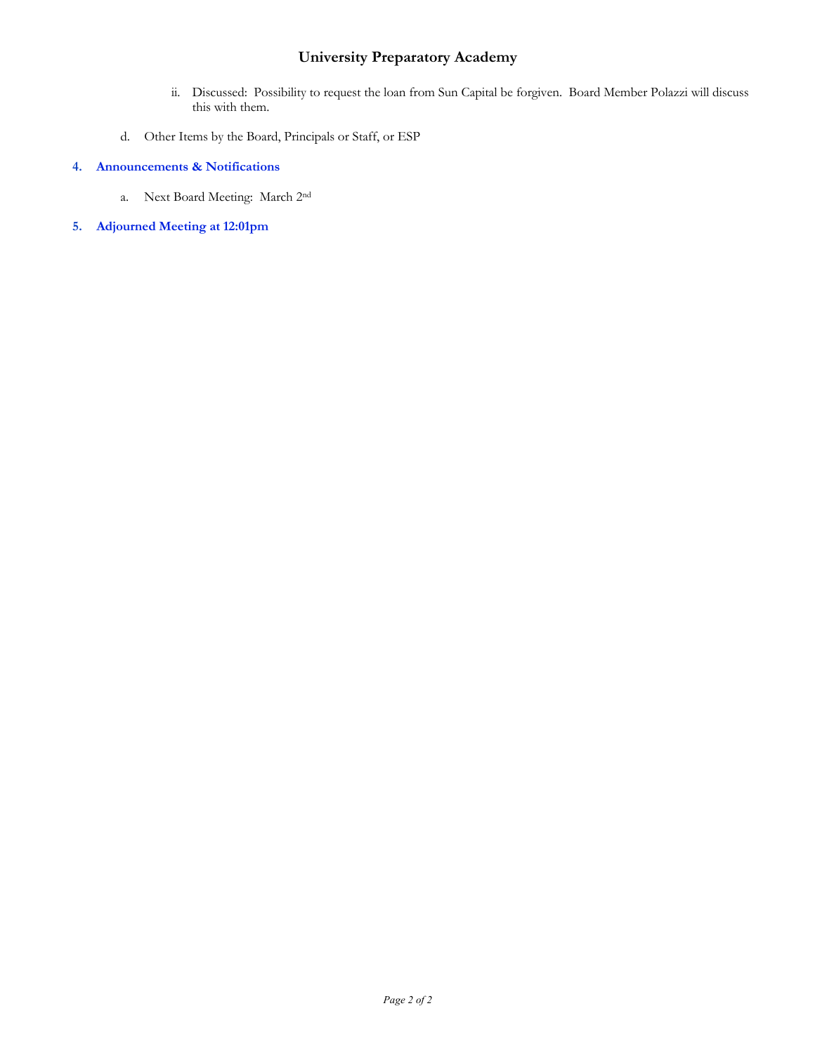ii. Discussed: Possibility to request the loan from Sun Capital be forgiven. Board Member Polazzi will discuss this with them.

d. Other Items by the Board, Principals or Staff, or ESP

**4. Announcements & Notifications**

a. Next Board Meeting: March 2nd

**5. Adjourned Meeting at 12:01pm**